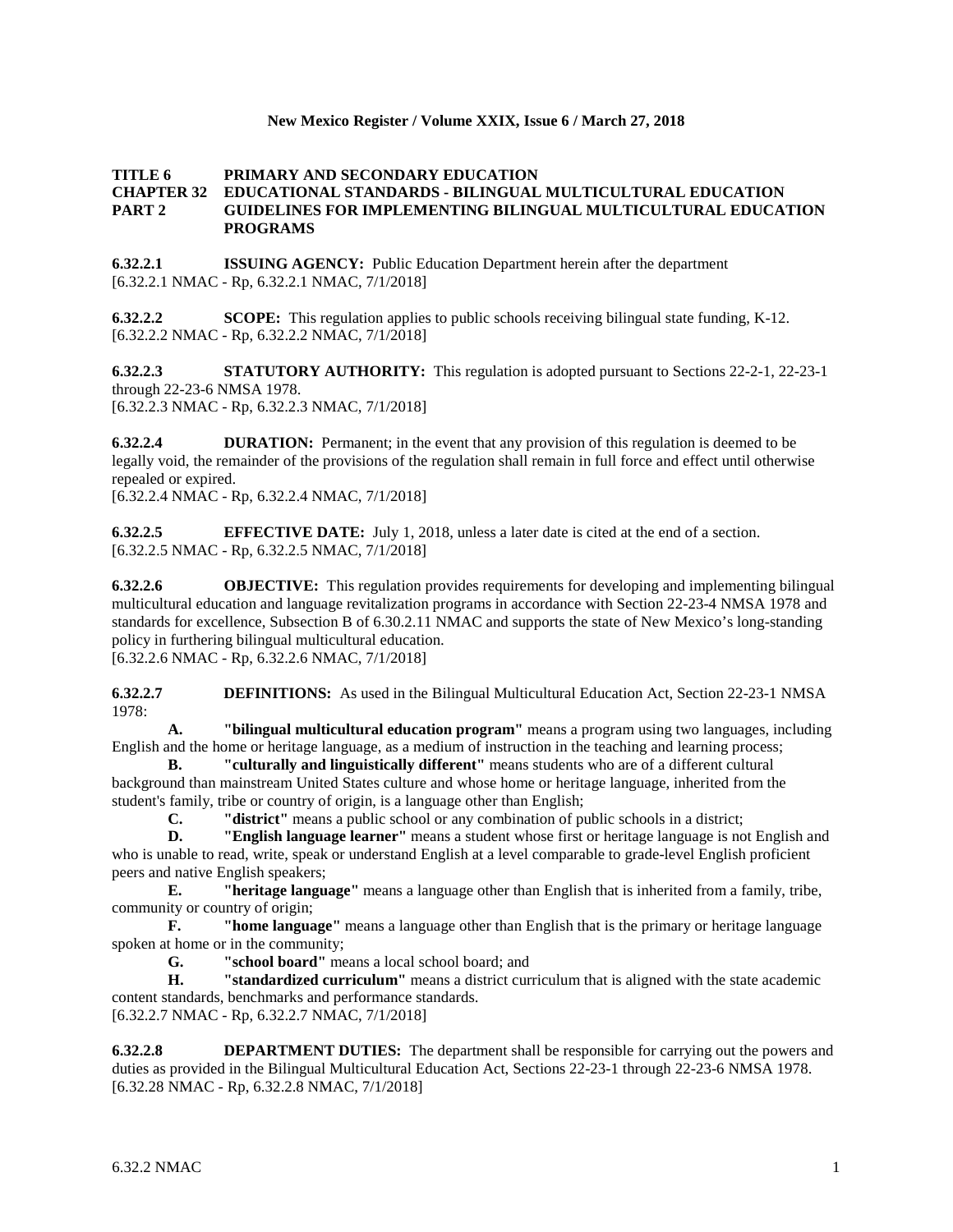**TITLE 6 PRIMARY AND SECONDARY EDUCATION**
**CHAPTER 32 EDUCATIONAL STANDARDS - BILINGUAL MULTICULTURAL EDUCATION**
**PART 2 GUIDELINES FOR IMPLEMENTING BILINGUAL MULTICULTURAL EDUCATION PROGRAMS**

**6.32.2.1 ISSUING AGENCY:** Public Education Department herein after the department
[6.32.2.1 NMAC - Rp, 6.32.2.1 NMAC, 7/1/2018]

**6.32.2.2 SCOPE:** This regulation applies to public schools receiving bilingual state funding, K-12.
[6.32.2.2 NMAC - Rp, 6.32.2.2 NMAC, 7/1/2018]

**6.32.2.3 STATUTORY AUTHORITY:** This regulation is adopted pursuant to Sections 22-2-1, 22-23-1 through 22-23-6 NMSA 1978.
[6.32.2.3 NMAC - Rp, 6.32.2.3 NMAC, 7/1/2018]

**6.32.2.4 DURATION:** Permanent; in the event that any provision of this regulation is deemed to be legally void, the remainder of the provisions of the regulation shall remain in full force and effect until otherwise repealed or expired.
[6.32.2.4 NMAC - Rp, 6.32.2.4 NMAC, 7/1/2018]

**6.32.2.5 EFFECTIVE DATE:** July 1, 2018, unless a later date is cited at the end of a section.
[6.32.2.5 NMAC - Rp, 6.32.2.5 NMAC, 7/1/2018]

**6.32.2.6 OBJECTIVE:** This regulation provides requirements for developing and implementing bilingual multicultural education and language revitalization programs in accordance with Section 22-23-4 NMSA 1978 and standards for excellence, Subsection B of 6.30.2.11 NMAC and supports the state of New Mexico's long-standing policy in furthering bilingual multicultural education.
[6.32.2.6 NMAC - Rp, 6.32.2.6 NMAC, 7/1/2018]

**6.32.2.7 DEFINITIONS:** As used in the Bilingual Multicultural Education Act, Section 22-23-1 NMSA 1978:

**A. "bilingual multicultural education program"** means a program using two languages, including English and the home or heritage language, as a medium of instruction in the teaching and learning process;

**B. "culturally and linguistically different"** means students who are of a different cultural background than mainstream United States culture and whose home or heritage language, inherited from the student's family, tribe or country of origin, is a language other than English;

**C. "district"** means a public school or any combination of public schools in a district;

**D. "English language learner"** means a student whose first or heritage language is not English and who is unable to read, write, speak or understand English at a level comparable to grade-level English proficient peers and native English speakers;

**E. "heritage language"** means a language other than English that is inherited from a family, tribe, community or country of origin;

**F. "home language"** means a language other than English that is the primary or heritage language spoken at home or in the community;

**G. "school board"** means a local school board; and

**H. "standardized curriculum"** means a district curriculum that is aligned with the state academic content standards, benchmarks and performance standards.

[6.32.2.7 NMAC - Rp, 6.32.2.7 NMAC, 7/1/2018]

**6.32.2.8 DEPARTMENT DUTIES:** The department shall be responsible for carrying out the powers and duties as provided in the Bilingual Multicultural Education Act, Sections 22-23-1 through 22-23-6 NMSA 1978.
[6.32.28 NMAC - Rp, 6.32.2.8 NMAC, 7/1/2018]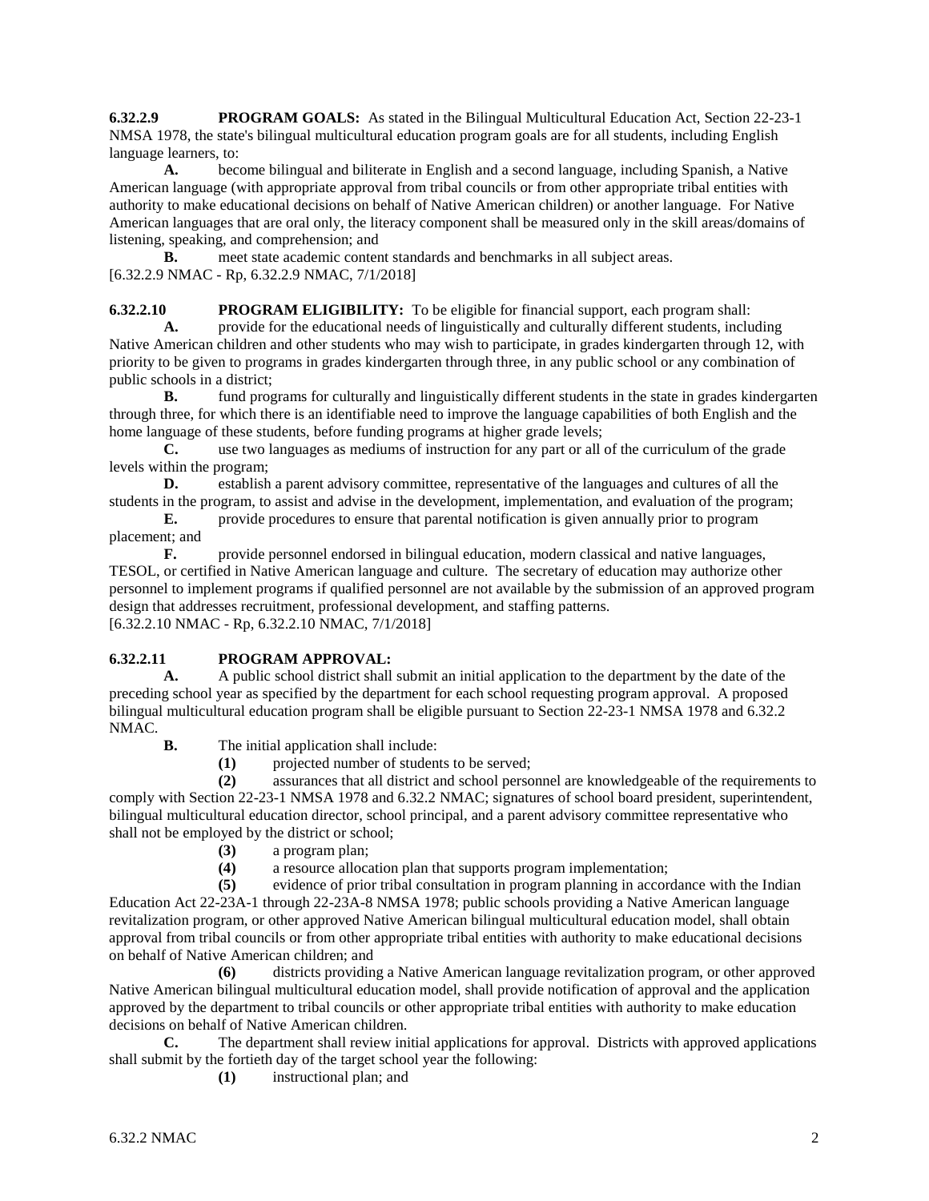**6.32.2.9 PROGRAM GOALS:** As stated in the Bilingual Multicultural Education Act, Section 22-23-1 NMSA 1978, the state's bilingual multicultural education program goals are for all students, including English language learners, to:

**A.** become bilingual and biliterate in English and a second language, including Spanish, a Native American language (with appropriate approval from tribal councils or from other appropriate tribal entities with authority to make educational decisions on behalf of Native American children) or another language. For Native American languages that are oral only, the literacy component shall be measured only in the skill areas/domains of listening, speaking, and comprehension; and

**B.** meet state academic content standards and benchmarks in all subject areas.

[6.32.2.9 NMAC - Rp, 6.32.2.9 NMAC, 7/1/2018]

**6.32.2.10 PROGRAM ELIGIBILITY:** To be eligible for financial support, each program shall:

**A.** provide for the educational needs of linguistically and culturally different students, including Native American children and other students who may wish to participate, in grades kindergarten through 12, with priority to be given to programs in grades kindergarten through three, in any public school or any combination of public schools in a district;

**B.** fund programs for culturally and linguistically different students in the state in grades kindergarten through three, for which there is an identifiable need to improve the language capabilities of both English and the home language of these students, before funding programs at higher grade levels;

**C.** use two languages as mediums of instruction for any part or all of the curriculum of the grade levels within the program;

**D.** establish a parent advisory committee, representative of the languages and cultures of all the students in the program, to assist and advise in the development, implementation, and evaluation of the program;

**E.** provide procedures to ensure that parental notification is given annually prior to program placement; and

**F.** provide personnel endorsed in bilingual education, modern classical and native languages, TESOL, or certified in Native American language and culture. The secretary of education may authorize other personnel to implement programs if qualified personnel are not available by the submission of an approved program design that addresses recruitment, professional development, and staffing patterns.

[6.32.2.10 NMAC - Rp, 6.32.2.10 NMAC, 7/1/2018]

**6.32.2.11 PROGRAM APPROVAL:**

**A.** A public school district shall submit an initial application to the department by the date of the preceding school year as specified by the department for each school requesting program approval. A proposed bilingual multicultural education program shall be eligible pursuant to Section 22-23-1 NMSA 1978 and 6.32.2 NMAC.

**B.** The initial application shall include:

**(1)** projected number of students to be served;

**(2)** assurances that all district and school personnel are knowledgeable of the requirements to comply with Section 22-23-1 NMSA 1978 and 6.32.2 NMAC; signatures of school board president, superintendent, bilingual multicultural education director, school principal, and a parent advisory committee representative who shall not be employed by the district or school;

**(3)** a program plan;

**(4)** a resource allocation plan that supports program implementation;

**(5)** evidence of prior tribal consultation in program planning in accordance with the Indian Education Act 22-23A-1 through 22-23A-8 NMSA 1978; public schools providing a Native American language revitalization program, or other approved Native American bilingual multicultural education model, shall obtain approval from tribal councils or from other appropriate tribal entities with authority to make educational decisions on behalf of Native American children; and

**(6)** districts providing a Native American language revitalization program, or other approved Native American bilingual multicultural education model, shall provide notification of approval and the application approved by the department to tribal councils or other appropriate tribal entities with authority to make education decisions on behalf of Native American children.

**C.** The department shall review initial applications for approval. Districts with approved applications shall submit by the fortieth day of the target school year the following:

**(1)** instructional plan; and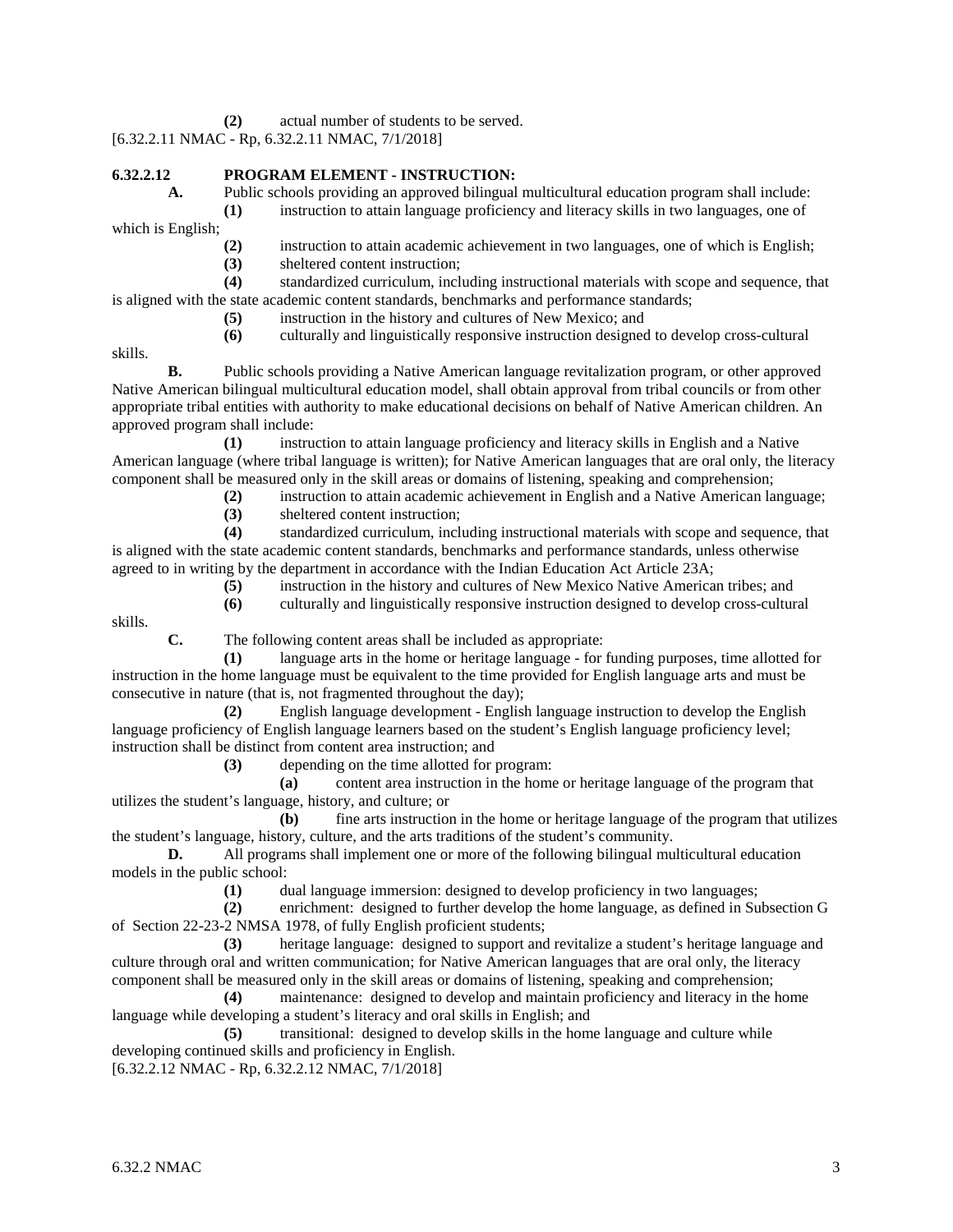**(2)** actual number of students to be served.

[6.32.2.11 NMAC - Rp, 6.32.2.11 NMAC, 7/1/2018]

**6.32.2.12 PROGRAM ELEMENT - INSTRUCTION:**

**A.** Public schools providing an approved bilingual multicultural education program shall include:

**(1)** instruction to attain language proficiency and literacy skills in two languages, one of which is English;

**(2)** instruction to attain academic achievement in two languages, one of which is English;

**(3)** sheltered content instruction;

**(4)** standardized curriculum, including instructional materials with scope and sequence, that is aligned with the state academic content standards, benchmarks and performance standards;

**(5)** instruction in the history and cultures of New Mexico; and

**(6)** culturally and linguistically responsive instruction designed to develop cross-cultural skills.

**B.** Public schools providing a Native American language revitalization program, or other approved Native American bilingual multicultural education model, shall obtain approval from tribal councils or from other appropriate tribal entities with authority to make educational decisions on behalf of Native American children. An approved program shall include:

**(1)** instruction to attain language proficiency and literacy skills in English and a Native American language (where tribal language is written); for Native American languages that are oral only, the literacy component shall be measured only in the skill areas or domains of listening, speaking and comprehension;

**(2)** instruction to attain academic achievement in English and a Native American language;

**(3)** sheltered content instruction;

**(4)** standardized curriculum, including instructional materials with scope and sequence, that is aligned with the state academic content standards, benchmarks and performance standards, unless otherwise agreed to in writing by the department in accordance with the Indian Education Act Article 23A;

**(5)** instruction in the history and cultures of New Mexico Native American tribes; and

**(6)** culturally and linguistically responsive instruction designed to develop cross-cultural skills.

**C.** The following content areas shall be included as appropriate:

**(1)** language arts in the home or heritage language - for funding purposes, time allotted for instruction in the home language must be equivalent to the time provided for English language arts and must be consecutive in nature (that is, not fragmented throughout the day);

**(2)** English language development - English language instruction to develop the English language proficiency of English language learners based on the student's English language proficiency level; instruction shall be distinct from content area instruction; and

**(3)** depending on the time allotted for program:

**(a)** content area instruction in the home or heritage language of the program that utilizes the student's language, history, and culture; or

**(b)** fine arts instruction in the home or heritage language of the program that utilizes the student's language, history, culture, and the arts traditions of the student's community.

**D.** All programs shall implement one or more of the following bilingual multicultural education models in the public school:

**(1)** dual language immersion: designed to develop proficiency in two languages;

**(2)** enrichment: designed to further develop the home language, as defined in Subsection G of Section 22-23-2 NMSA 1978, of fully English proficient students;

**(3)** heritage language: designed to support and revitalize a student's heritage language and culture through oral and written communication; for Native American languages that are oral only, the literacy component shall be measured only in the skill areas or domains of listening, speaking and comprehension;

**(4)** maintenance: designed to develop and maintain proficiency and literacy in the home language while developing a student's literacy and oral skills in English; and

**(5)** transitional: designed to develop skills in the home language and culture while developing continued skills and proficiency in English.

[6.32.2.12 NMAC - Rp, 6.32.2.12 NMAC, 7/1/2018]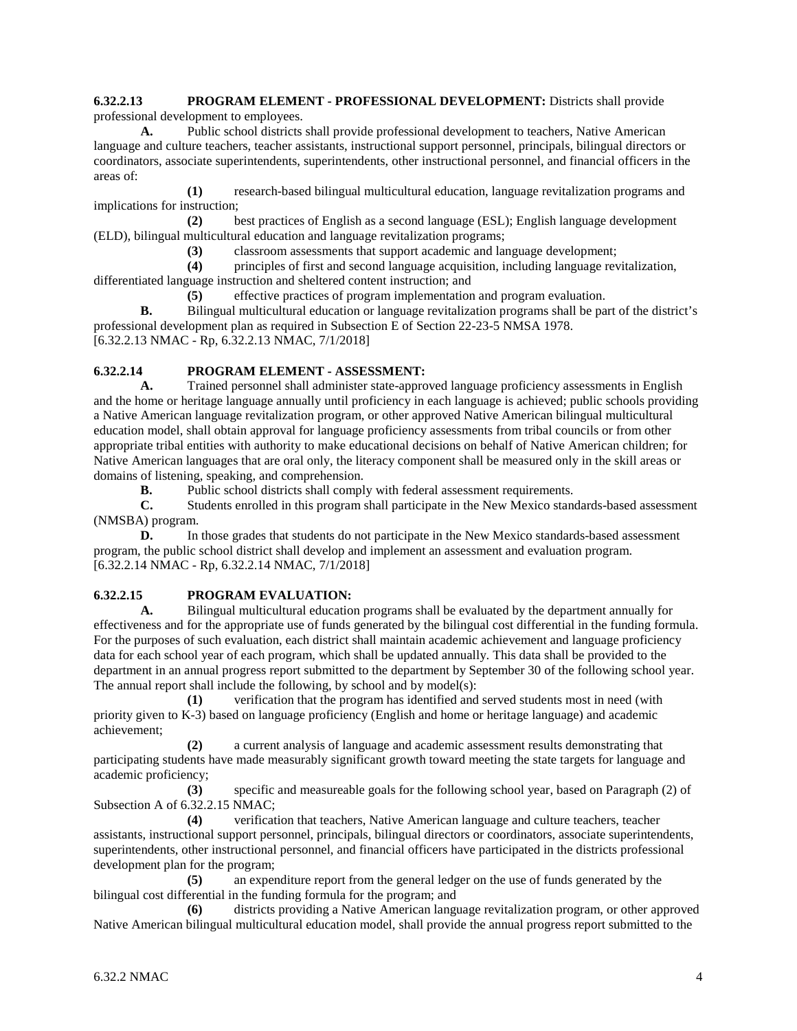**6.32.2.13 PROGRAM ELEMENT - PROFESSIONAL DEVELOPMENT:** Districts shall provide professional development to employees.

**A.** Public school districts shall provide professional development to teachers, Native American language and culture teachers, teacher assistants, instructional support personnel, principals, bilingual directors or coordinators, associate superintendents, superintendents, other instructional personnel, and financial officers in the areas of:

**(1)** research-based bilingual multicultural education, language revitalization programs and implications for instruction;

**(2)** best practices of English as a second language (ESL); English language development (ELD), bilingual multicultural education and language revitalization programs;

**(3)** classroom assessments that support academic and language development;

**(4)** principles of first and second language acquisition, including language revitalization, differentiated language instruction and sheltered content instruction; and

**(5)** effective practices of program implementation and program evaluation.

**B.** Bilingual multicultural education or language revitalization programs shall be part of the district's professional development plan as required in Subsection E of Section 22-23-5 NMSA 1978.

[6.32.2.13 NMAC - Rp, 6.32.2.13 NMAC, 7/1/2018]

**6.32.2.14 PROGRAM ELEMENT - ASSESSMENT:**

**A.** Trained personnel shall administer state-approved language proficiency assessments in English and the home or heritage language annually until proficiency in each language is achieved; public schools providing a Native American language revitalization program, or other approved Native American bilingual multicultural education model, shall obtain approval for language proficiency assessments from tribal councils or from other appropriate tribal entities with authority to make educational decisions on behalf of Native American children; for Native American languages that are oral only, the literacy component shall be measured only in the skill areas or domains of listening, speaking, and comprehension.

**B.** Public school districts shall comply with federal assessment requirements.

**C.** Students enrolled in this program shall participate in the New Mexico standards-based assessment (NMSBA) program.

**D.** In those grades that students do not participate in the New Mexico standards-based assessment program, the public school district shall develop and implement an assessment and evaluation program.

[6.32.2.14 NMAC - Rp, 6.32.2.14 NMAC, 7/1/2018]

**6.32.2.15 PROGRAM EVALUATION:**

**A.** Bilingual multicultural education programs shall be evaluated by the department annually for effectiveness and for the appropriate use of funds generated by the bilingual cost differential in the funding formula. For the purposes of such evaluation, each district shall maintain academic achievement and language proficiency data for each school year of each program, which shall be updated annually. This data shall be provided to the department in an annual progress report submitted to the department by September 30 of the following school year. The annual report shall include the following, by school and by model(s):

**(1)** verification that the program has identified and served students most in need (with priority given to K-3) based on language proficiency (English and home or heritage language) and academic achievement;

**(2)** a current analysis of language and academic assessment results demonstrating that participating students have made measurably significant growth toward meeting the state targets for language and academic proficiency;

**(3)** specific and measureable goals for the following school year, based on Paragraph (2) of Subsection A of 6.32.2.15 NMAC;

**(4)** verification that teachers, Native American language and culture teachers, teacher assistants, instructional support personnel, principals, bilingual directors or coordinators, associate superintendents, superintendents, other instructional personnel, and financial officers have participated in the districts professional development plan for the program;

**(5)** an expenditure report from the general ledger on the use of funds generated by the bilingual cost differential in the funding formula for the program; and

**(6)** districts providing a Native American language revitalization program, or other approved Native American bilingual multicultural education model, shall provide the annual progress report submitted to the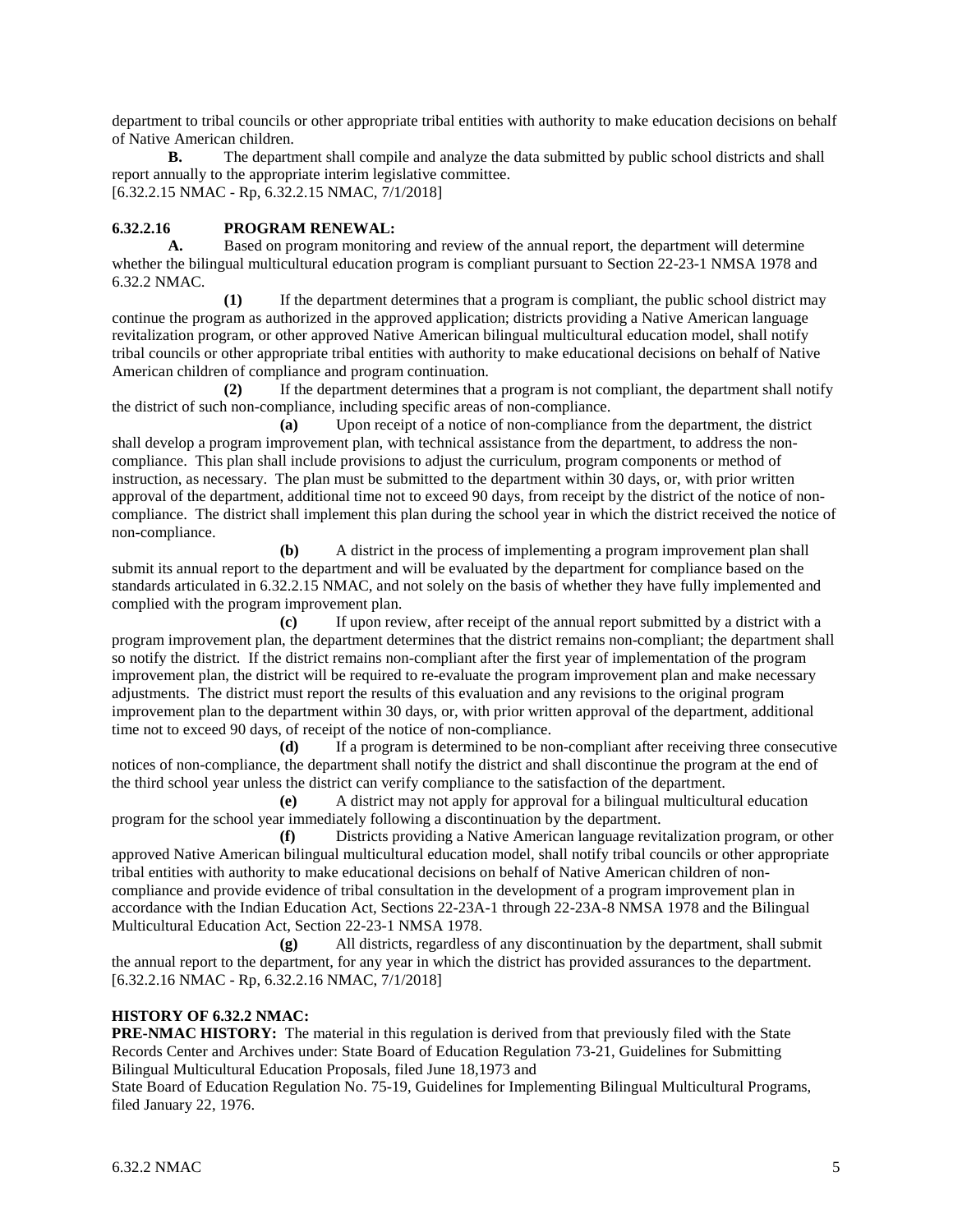department to tribal councils or other appropriate tribal entities with authority to make education decisions on behalf of Native American children.

**B.** The department shall compile and analyze the data submitted by public school districts and shall report annually to the appropriate interim legislative committee.
[6.32.2.15 NMAC - Rp, 6.32.2.15 NMAC, 7/1/2018]

**6.32.2.16 PROGRAM RENEWAL:**

**A.** Based on program monitoring and review of the annual report, the department will determine whether the bilingual multicultural education program is compliant pursuant to Section 22-23-1 NMSA 1978 and 6.32.2 NMAC.

**(1)** If the department determines that a program is compliant, the public school district may continue the program as authorized in the approved application; districts providing a Native American language revitalization program, or other approved Native American bilingual multicultural education model, shall notify tribal councils or other appropriate tribal entities with authority to make educational decisions on behalf of Native American children of compliance and program continuation.

**(2)** If the department determines that a program is not compliant, the department shall notify the district of such non-compliance, including specific areas of non-compliance.

**(a)** Upon receipt of a notice of non-compliance from the department, the district shall develop a program improvement plan, with technical assistance from the department, to address the non-compliance. This plan shall include provisions to adjust the curriculum, program components or method of instruction, as necessary. The plan must be submitted to the department within 30 days, or, with prior written approval of the department, additional time not to exceed 90 days, from receipt by the district of the notice of non-compliance. The district shall implement this plan during the school year in which the district received the notice of non-compliance.

**(b)** A district in the process of implementing a program improvement plan shall submit its annual report to the department and will be evaluated by the department for compliance based on the standards articulated in 6.32.2.15 NMAC, and not solely on the basis of whether they have fully implemented and complied with the program improvement plan.

**(c)** If upon review, after receipt of the annual report submitted by a district with a program improvement plan, the department determines that the district remains non-compliant; the department shall so notify the district. If the district remains non-compliant after the first year of implementation of the program improvement plan, the district will be required to re-evaluate the program improvement plan and make necessary adjustments. The district must report the results of this evaluation and any revisions to the original program improvement plan to the department within 30 days, or, with prior written approval of the department, additional time not to exceed 90 days, of receipt of the notice of non-compliance.

**(d)** If a program is determined to be non-compliant after receiving three consecutive notices of non-compliance, the department shall notify the district and shall discontinue the program at the end of the third school year unless the district can verify compliance to the satisfaction of the department.

**(e)** A district may not apply for approval for a bilingual multicultural education program for the school year immediately following a discontinuation by the department.

**(f)** Districts providing a Native American language revitalization program, or other approved Native American bilingual multicultural education model, shall notify tribal councils or other appropriate tribal entities with authority to make educational decisions on behalf of Native American children of non-compliance and provide evidence of tribal consultation in the development of a program improvement plan in accordance with the Indian Education Act, Sections 22-23A-1 through 22-23A-8 NMSA 1978 and the Bilingual Multicultural Education Act, Section 22-23-1 NMSA 1978.

**(g)** All districts, regardless of any discontinuation by the department, shall submit the annual report to the department, for any year in which the district has provided assurances to the department.
[6.32.2.16 NMAC - Rp, 6.32.2.16 NMAC, 7/1/2018]

**HISTORY OF 6.32.2 NMAC:**

**PRE-NMAC HISTORY:** The material in this regulation is derived from that previously filed with the State Records Center and Archives under: State Board of Education Regulation 73-21, Guidelines for Submitting Bilingual Multicultural Education Proposals, filed June 18,1973 and
State Board of Education Regulation No. 75-19, Guidelines for Implementing Bilingual Multicultural Programs, filed January 22, 1976.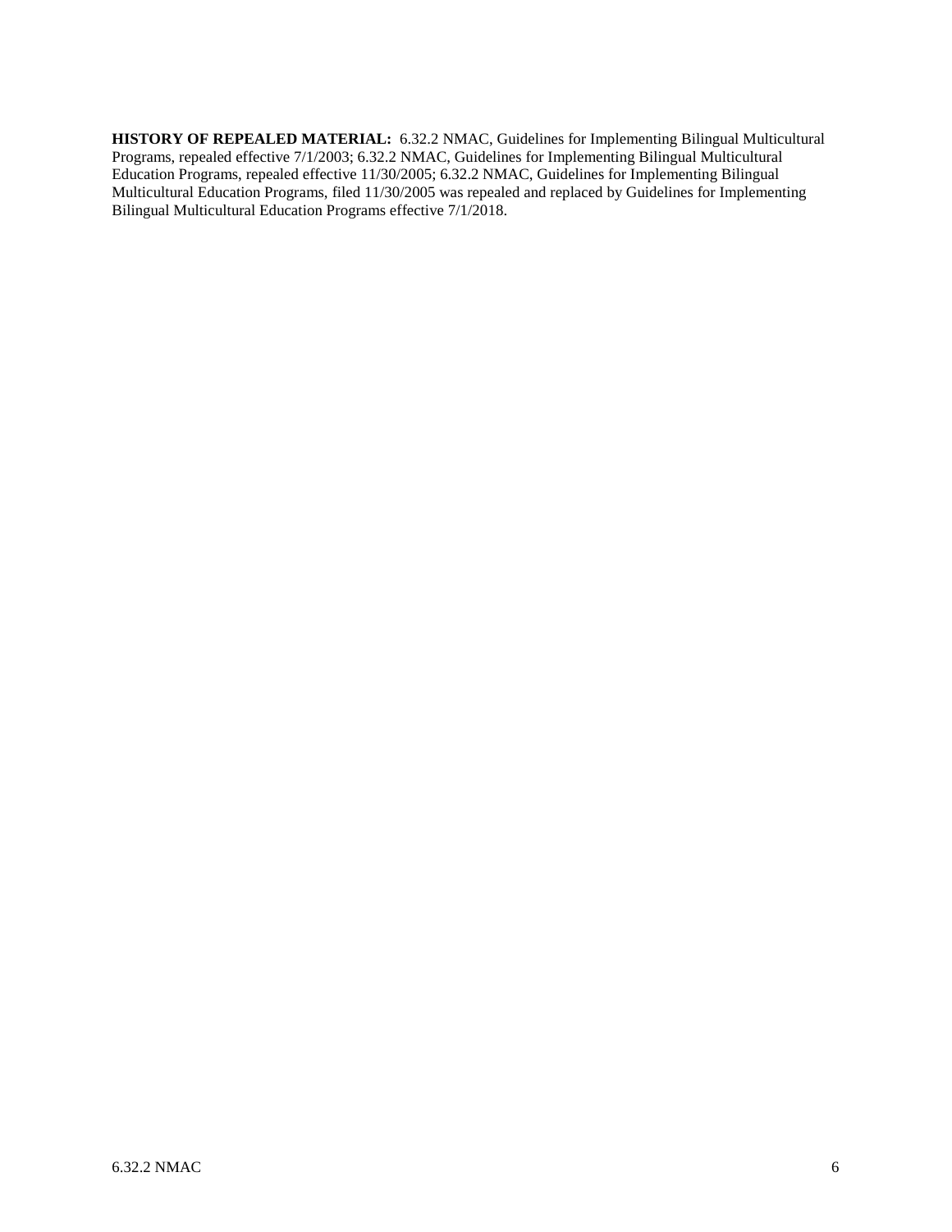**HISTORY OF REPEALED MATERIAL:** 6.32.2 NMAC, Guidelines for Implementing Bilingual Multicultural Programs, repealed effective 7/1/2003; 6.32.2 NMAC, Guidelines for Implementing Bilingual Multicultural Education Programs, repealed effective 11/30/2005; 6.32.2 NMAC, Guidelines for Implementing Bilingual Multicultural Education Programs, filed 11/30/2005 was repealed and replaced by Guidelines for Implementing Bilingual Multicultural Education Programs effective 7/1/2018.